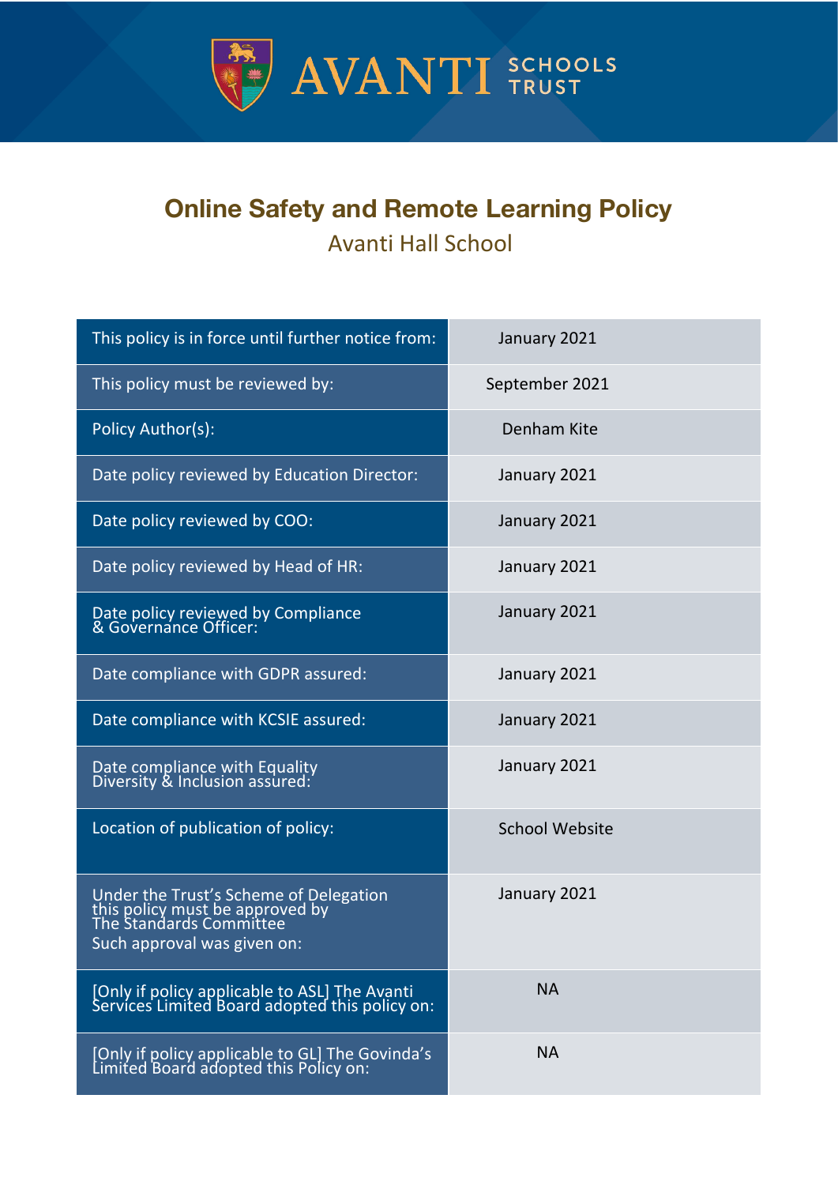AVANTI SCHOOLS TRUST

# Online Safety and Remote Learning Policy

## Avanti Hall School

| | |
|---|---|
| This policy is in force until further notice from: | January 2021 |
| This policy must be reviewed by: | September 2021 |
| Policy Author(s): | Denham Kite |
| Date policy reviewed by Education Director: | January 2021 |
| Date policy reviewed by COO: | January 2021 |
| Date policy reviewed by Head of HR: | January 2021 |
| Date policy reviewed by Compliance & Governance Officer: | January 2021 |
| Date compliance with GDPR assured: | January 2021 |
| Date compliance with KCSIE assured: | January 2021 |
| Date compliance with Equality Diversity & Inclusion assured: | January 2021 |
| Location of publication of policy: | School Website |
| Under the Trust's Scheme of Delegation this policy must be approved by The Standards Committee Such approval was given on: | January 2021 |
| [Only if policy applicable to ASL] The Avanti Services Limited Board adopted this policy on: | NA |
| [Only if policy applicable to GL] The Govinda's Limited Board adopted this Policy on: | NA |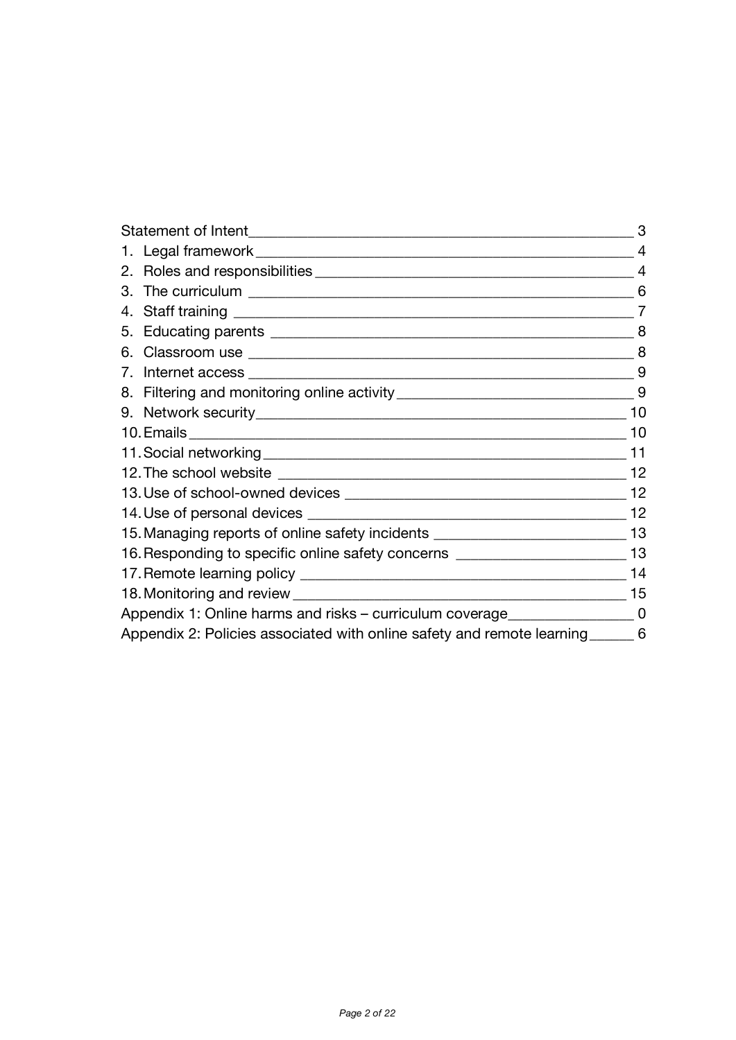| | |
|---|---|
| Statement of Intent | 3 |
| 1. Legal framework | 4 |
| 2. Roles and responsibilities | 4 |
| 3. The curriculum | 6 |
| 4. Staff training | 7 |
| 5. Educating parents | 8 |
| 6. Classroom use | 8 |
| 7. Internet access | 9 |
| 8. Filtering and monitoring online activity | 9 |
| 9. Network security | 10 |
| 10. Emails | 10 |
| 11. Social networking | 11 |
| 12. The school website | 12 |
| 13. Use of school-owned devices | 12 |
| 14. Use of personal devices | 12 |
| 15. Managing reports of online safety incidents | 13 |
| 16. Responding to specific online safety concerns | 13 |
| 17. Remote learning policy | 14 |
| 18. Monitoring and review | 15 |
| Appendix 1: Online harms and risks – curriculum coverage | 0 |
| Appendix 2: Policies associated with online safety and remote learning | 6 |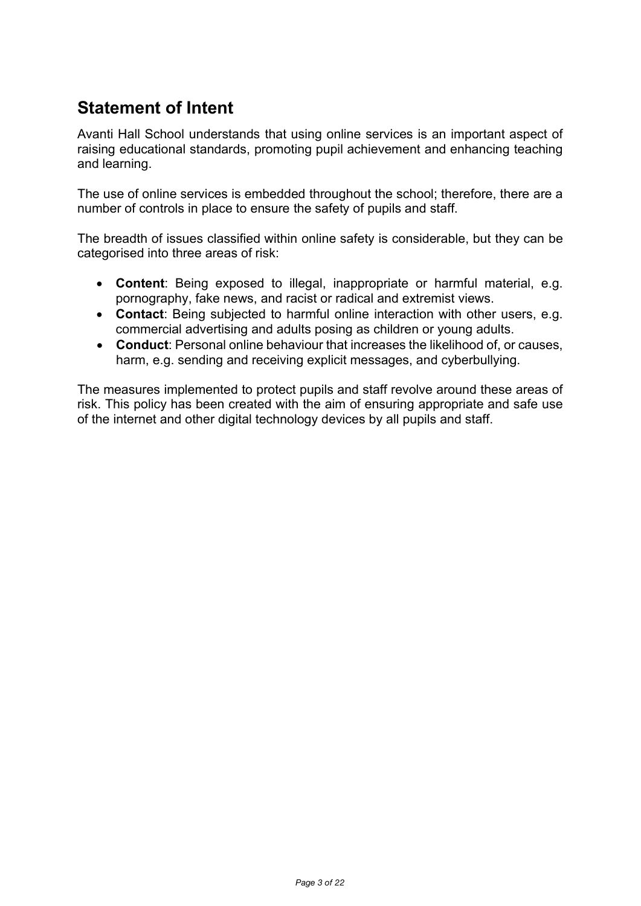## Statement of Intent

Avanti Hall School understands that using online services is an important aspect of raising educational standards, promoting pupil achievement and enhancing teaching and learning.

The use of online services is embedded throughout the school; therefore, there are a number of controls in place to ensure the safety of pupils and staff.

The breadth of issues classified within online safety is considerable, but they can be categorised into three areas of risk:

- **Content**: Being exposed to illegal, inappropriate or harmful material, e.g. pornography, fake news, and racist or radical and extremist views.
- **Contact**: Being subjected to harmful online interaction with other users, e.g. commercial advertising and adults posing as children or young adults.
- **Conduct**: Personal online behaviour that increases the likelihood of, or causes, harm, e.g. sending and receiving explicit messages, and cyberbullying.

The measures implemented to protect pupils and staff revolve around these areas of risk. This policy has been created with the aim of ensuring appropriate and safe use of the internet and other digital technology devices by all pupils and staff.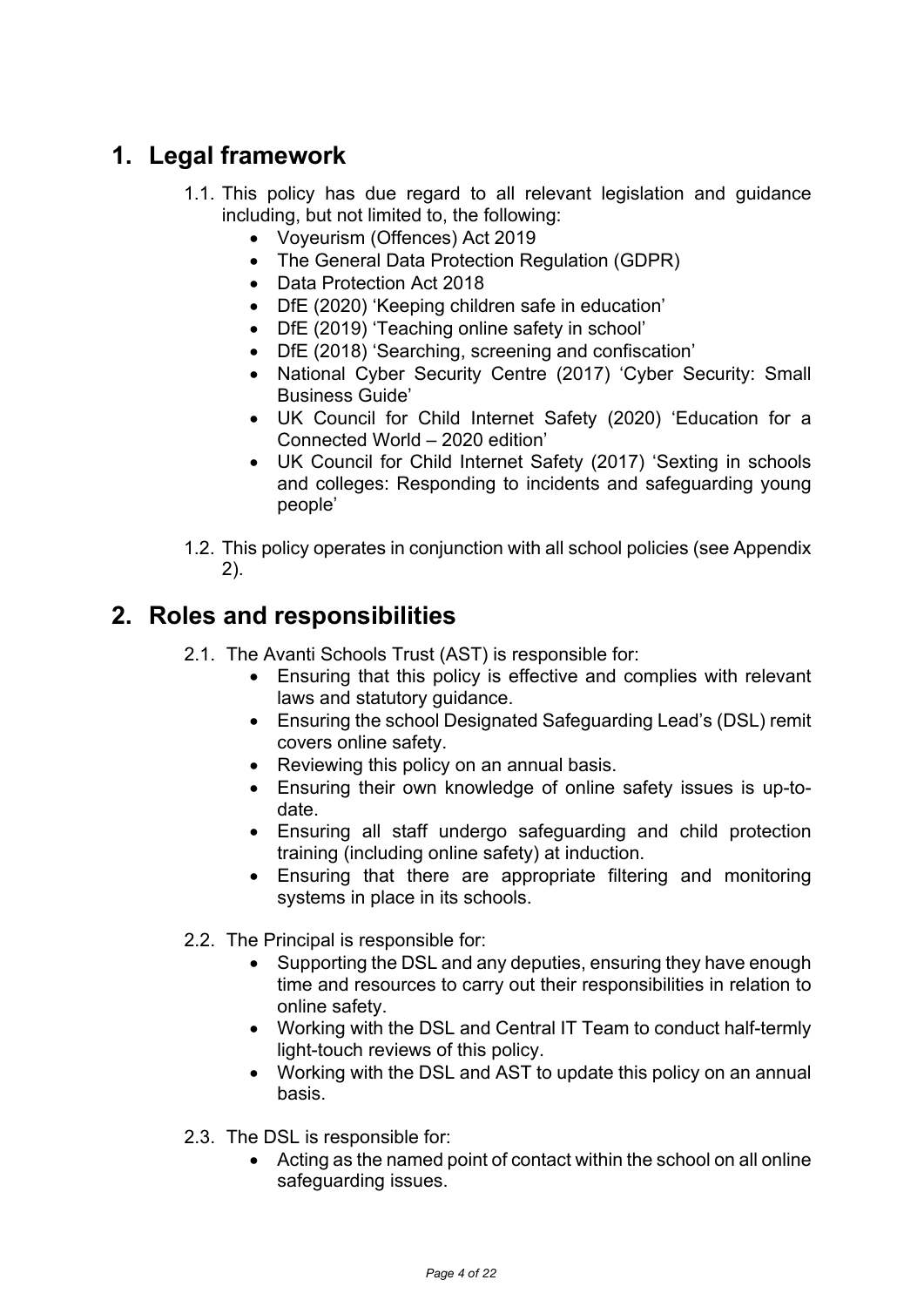# 1. Legal framework

1.1. This policy has due regard to all relevant legislation and guidance including, but not limited to, the following:

- Voyeurism (Offences) Act 2019
- The General Data Protection Regulation (GDPR)
- Data Protection Act 2018
- DfE (2020) 'Keeping children safe in education'
- DfE (2019) 'Teaching online safety in school'
- DfE (2018) 'Searching, screening and confiscation'
- National Cyber Security Centre (2017) 'Cyber Security: Small Business Guide'
- UK Council for Child Internet Safety (2020) 'Education for a Connected World – 2020 edition'
- UK Council for Child Internet Safety (2017) 'Sexting in schools and colleges: Responding to incidents and safeguarding young people'

1.2. This policy operates in conjunction with all school policies (see Appendix 2).

# 2. Roles and responsibilities

2.1. The Avanti Schools Trust (AST) is responsible for:

- Ensuring that this policy is effective and complies with relevant laws and statutory guidance.
- Ensuring the school Designated Safeguarding Lead's (DSL) remit covers online safety.
- Reviewing this policy on an annual basis.
- Ensuring their own knowledge of online safety issues is up-to-date.
- Ensuring all staff undergo safeguarding and child protection training (including online safety) at induction.
- Ensuring that there are appropriate filtering and monitoring systems in place in its schools.

2.2. The Principal is responsible for:

- Supporting the DSL and any deputies, ensuring they have enough time and resources to carry out their responsibilities in relation to online safety.
- Working with the DSL and Central IT Team to conduct half-termly light-touch reviews of this policy.
- Working with the DSL and AST to update this policy on an annual basis.

2.3. The DSL is responsible for:

- Acting as the named point of contact within the school on all online safeguarding issues.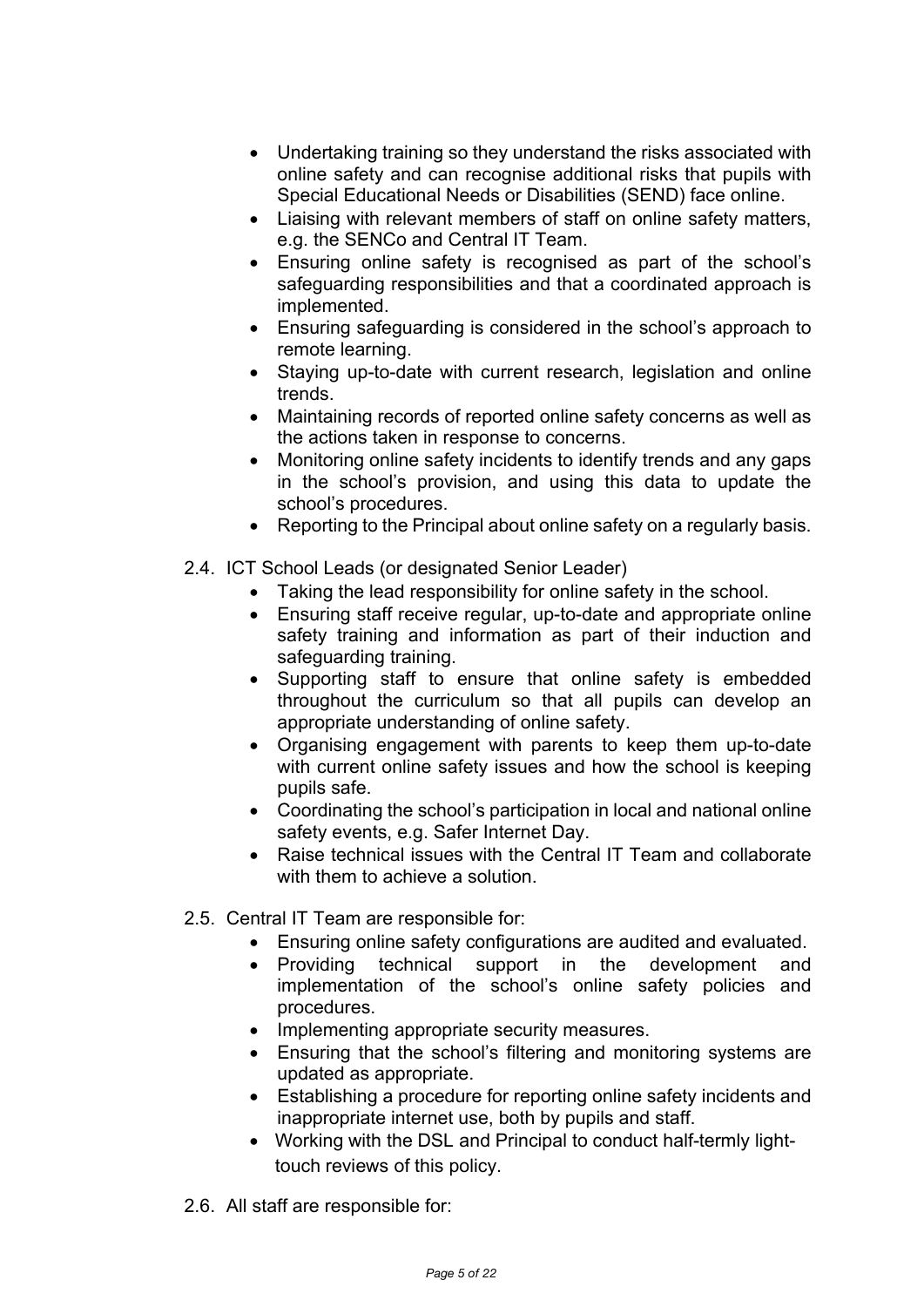- Undertaking training so they understand the risks associated with online safety and can recognise additional risks that pupils with Special Educational Needs or Disabilities (SEND) face online.
- Liaising with relevant members of staff on online safety matters, e.g. the SENCo and Central IT Team.
- Ensuring online safety is recognised as part of the school's safeguarding responsibilities and that a coordinated approach is implemented.
- Ensuring safeguarding is considered in the school's approach to remote learning.
- Staying up-to-date with current research, legislation and online trends.
- Maintaining records of reported online safety concerns as well as the actions taken in response to concerns.
- Monitoring online safety incidents to identify trends and any gaps in the school's provision, and using this data to update the school's procedures.
- Reporting to the Principal about online safety on a regularly basis.

2.4. ICT School Leads (or designated Senior Leader)

- Taking the lead responsibility for online safety in the school.
- Ensuring staff receive regular, up-to-date and appropriate online safety training and information as part of their induction and safeguarding training.
- Supporting staff to ensure that online safety is embedded throughout the curriculum so that all pupils can develop an appropriate understanding of online safety.
- Organising engagement with parents to keep them up-to-date with current online safety issues and how the school is keeping pupils safe.
- Coordinating the school's participation in local and national online safety events, e.g. Safer Internet Day.
- Raise technical issues with the Central IT Team and collaborate with them to achieve a solution.

2.5. Central IT Team are responsible for:

- Ensuring online safety configurations are audited and evaluated.
- Providing technical support in the development and implementation of the school's online safety policies and procedures.
- Implementing appropriate security measures.
- Ensuring that the school's filtering and monitoring systems are updated as appropriate.
- Establishing a procedure for reporting online safety incidents and inappropriate internet use, both by pupils and staff.
- Working with the DSL and Principal to conduct half-termly light-touch reviews of this policy.

2.6. All staff are responsible for: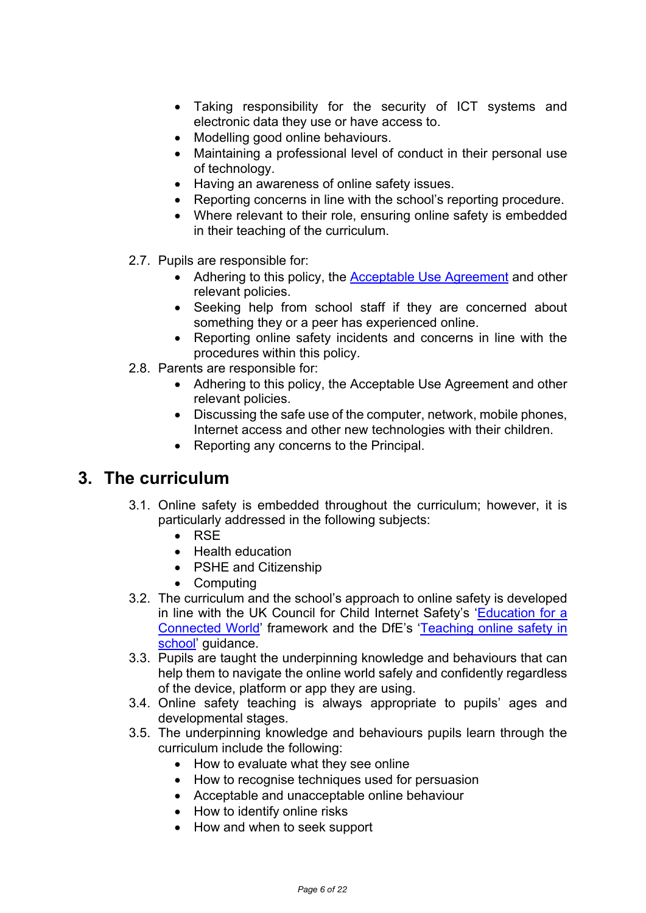- Taking responsibility for the security of ICT systems and electronic data they use or have access to.
- Modelling good online behaviours.
- Maintaining a professional level of conduct in their personal use of technology.
- Having an awareness of online safety issues.
- Reporting concerns in line with the school's reporting procedure.
- Where relevant to their role, ensuring online safety is embedded in their teaching of the curriculum.

2.7. Pupils are responsible for:

- Adhering to this policy, the Acceptable Use Agreement and other relevant policies.
- Seeking help from school staff if they are concerned about something they or a peer has experienced online.
- Reporting online safety incidents and concerns in line with the procedures within this policy.

2.8. Parents are responsible for:

- Adhering to this policy, the Acceptable Use Agreement and other relevant policies.
- Discussing the safe use of the computer, network, mobile phones, Internet access and other new technologies with their children.
- Reporting any concerns to the Principal.

## 3. The curriculum

3.1. Online safety is embedded throughout the curriculum; however, it is particularly addressed in the following subjects:

- RSE
- Health education
- PSHE and Citizenship
- Computing

3.2. The curriculum and the school's approach to online safety is developed in line with the UK Council for Child Internet Safety's 'Education for a Connected World' framework and the DfE's 'Teaching online safety in school' guidance.

3.3. Pupils are taught the underpinning knowledge and behaviours that can help them to navigate the online world safely and confidently regardless of the device, platform or app they are using.

3.4. Online safety teaching is always appropriate to pupils' ages and developmental stages.

3.5. The underpinning knowledge and behaviours pupils learn through the curriculum include the following:

- How to evaluate what they see online
- How to recognise techniques used for persuasion
- Acceptable and unacceptable online behaviour
- How to identify online risks
- How and when to seek support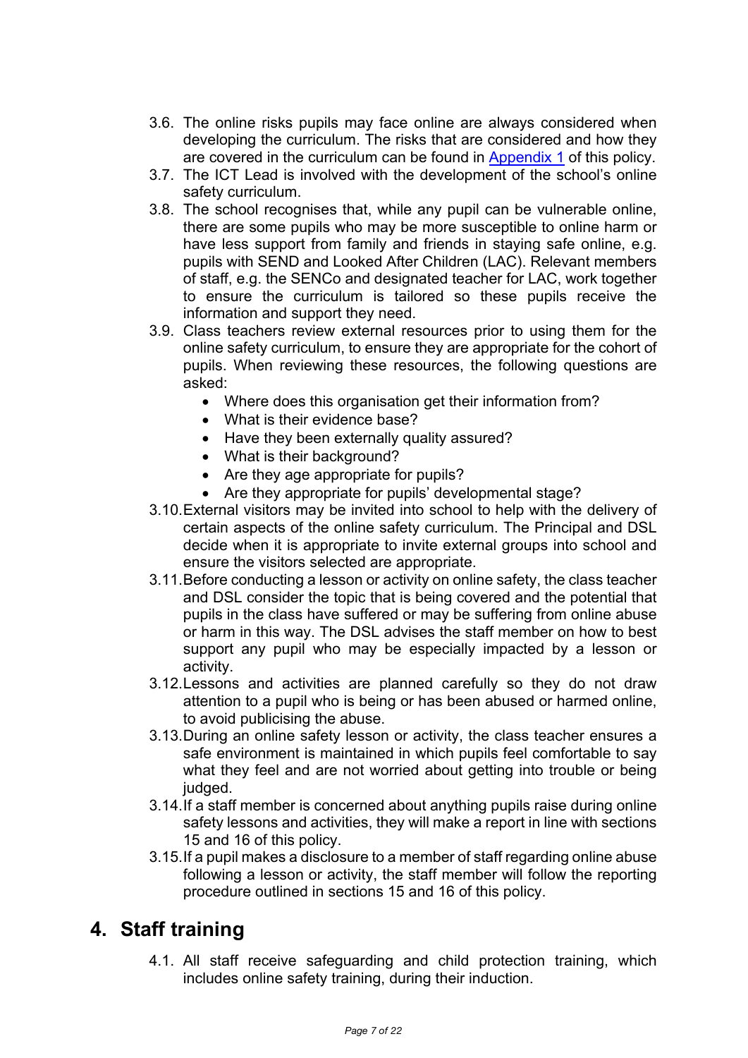3.6. The online risks pupils may face online are always considered when developing the curriculum. The risks that are considered and how they are covered in the curriculum can be found in [Appendix 1](#) of this policy.

3.7. The ICT Lead is involved with the development of the school's online safety curriculum.

3.8. The school recognises that, while any pupil can be vulnerable online, there are some pupils who may be more susceptible to online harm or have less support from family and friends in staying safe online, e.g. pupils with SEND and Looked After Children (LAC). Relevant members of staff, e.g. the SENCo and designated teacher for LAC, work together to ensure the curriculum is tailored so these pupils receive the information and support they need.

3.9. Class teachers review external resources prior to using them for the online safety curriculum, to ensure they are appropriate for the cohort of pupils. When reviewing these resources, the following questions are asked:

- Where does this organisation get their information from?
- What is their evidence base?
- Have they been externally quality assured?
- What is their background?
- Are they age appropriate for pupils?
- Are they appropriate for pupils' developmental stage?

3.10. External visitors may be invited into school to help with the delivery of certain aspects of the online safety curriculum. The Principal and DSL decide when it is appropriate to invite external groups into school and ensure the visitors selected are appropriate.

3.11. Before conducting a lesson or activity on online safety, the class teacher and DSL consider the topic that is being covered and the potential that pupils in the class have suffered or may be suffering from online abuse or harm in this way. The DSL advises the staff member on how to best support any pupil who may be especially impacted by a lesson or activity.

3.12. Lessons and activities are planned carefully so they do not draw attention to a pupil who is being or has been abused or harmed online, to avoid publicising the abuse.

3.13. During an online safety lesson or activity, the class teacher ensures a safe environment is maintained in which pupils feel comfortable to say what they feel and are not worried about getting into trouble or being judged.

3.14. If a staff member is concerned about anything pupils raise during online safety lessons and activities, they will make a report in line with sections 15 and 16 of this policy.

3.15. If a pupil makes a disclosure to a member of staff regarding online abuse following a lesson or activity, the staff member will follow the reporting procedure outlined in sections 15 and 16 of this policy.

## 4. Staff training

4.1. All staff receive safeguarding and child protection training, which includes online safety training, during their induction.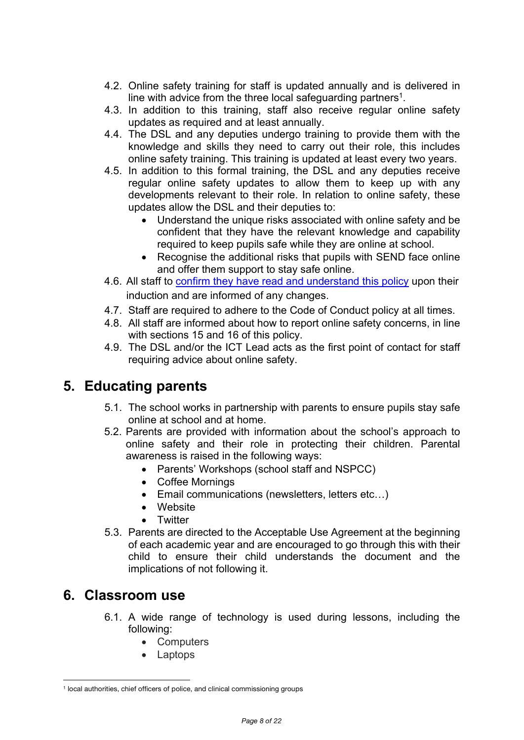4.2. Online safety training for staff is updated annually and is delivered in line with advice from the three local safeguarding partners[1].

4.3. In addition to this training, staff also receive regular online safety updates as required and at least annually.

4.4. The DSL and any deputies undergo training to provide them with the knowledge and skills they need to carry out their role, this includes online safety training. This training is updated at least every two years.

4.5. In addition to this formal training, the DSL and any deputies receive regular online safety updates to allow them to keep up with any developments relevant to their role. In relation to online safety, these updates allow the DSL and their deputies to:

- Understand the unique risks associated with online safety and be confident that they have the relevant knowledge and capability required to keep pupils safe while they are online at school.
- Recognise the additional risks that pupils with SEND face online and offer them support to stay safe online.

4.6. All staff to confirm they have read and understand this policy upon their induction and are informed of any changes.

4.7. Staff are required to adhere to the Code of Conduct policy at all times.

4.8. All staff are informed about how to report online safety concerns, in line with sections 15 and 16 of this policy.

4.9. The DSL and/or the ICT Lead acts as the first point of contact for staff requiring advice about online safety.

## 5. Educating parents

5.1. The school works in partnership with parents to ensure pupils stay safe online at school and at home.

5.2. Parents are provided with information about the school's approach to online safety and their role in protecting their children. Parental awareness is raised in the following ways:

- Parents' Workshops (school staff and NSPCC)
- Coffee Mornings
- Email communications (newsletters, letters etc…)
- Website
- Twitter

5.3. Parents are directed to the Acceptable Use Agreement at the beginning of each academic year and are encouraged to go through this with their child to ensure their child understands the document and the implications of not following it.

## 6. Classroom use

6.1. A wide range of technology is used during lessons, including the following:

- Computers
- Laptops

---

[1] local authorities, chief officers of police, and clinical commissioning groups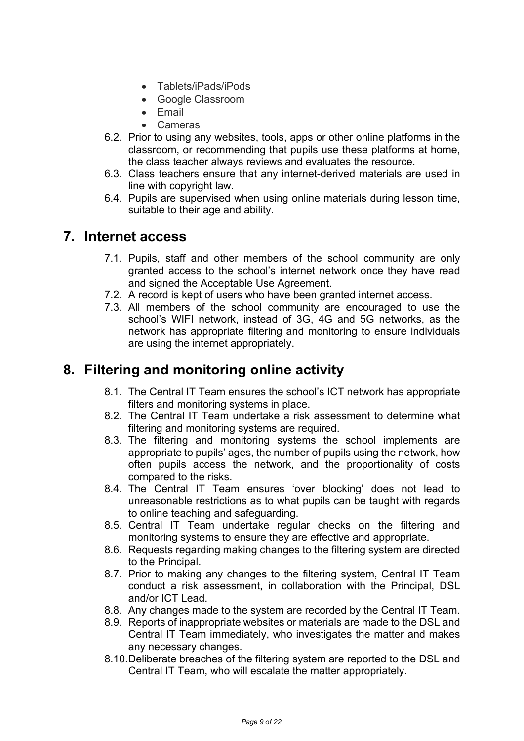- Tablets/iPads/iPods
- Google Classroom
- Email
- Cameras

6.2. Prior to using any websites, tools, apps or other online platforms in the classroom, or recommending that pupils use these platforms at home, the class teacher always reviews and evaluates the resource.

6.3. Class teachers ensure that any internet-derived materials are used in line with copyright law.

6.4. Pupils are supervised when using online materials during lesson time, suitable to their age and ability.

## 7. Internet access

7.1. Pupils, staff and other members of the school community are only granted access to the school's internet network once they have read and signed the Acceptable Use Agreement.

7.2. A record is kept of users who have been granted internet access.

7.3. All members of the school community are encouraged to use the school's WIFI network, instead of 3G, 4G and 5G networks, as the network has appropriate filtering and monitoring to ensure individuals are using the internet appropriately.

## 8. Filtering and monitoring online activity

8.1. The Central IT Team ensures the school's ICT network has appropriate filters and monitoring systems in place.

8.2. The Central IT Team undertake a risk assessment to determine what filtering and monitoring systems are required.

8.3. The filtering and monitoring systems the school implements are appropriate to pupils' ages, the number of pupils using the network, how often pupils access the network, and the proportionality of costs compared to the risks.

8.4. The Central IT Team ensures 'over blocking' does not lead to unreasonable restrictions as to what pupils can be taught with regards to online teaching and safeguarding.

8.5. Central IT Team undertake regular checks on the filtering and monitoring systems to ensure they are effective and appropriate.

8.6. Requests regarding making changes to the filtering system are directed to the Principal.

8.7. Prior to making any changes to the filtering system, Central IT Team conduct a risk assessment, in collaboration with the Principal, DSL and/or ICT Lead.

8.8. Any changes made to the system are recorded by the Central IT Team.

8.9. Reports of inappropriate websites or materials are made to the DSL and Central IT Team immediately, who investigates the matter and makes any necessary changes.

8.10. Deliberate breaches of the filtering system are reported to the DSL and Central IT Team, who will escalate the matter appropriately.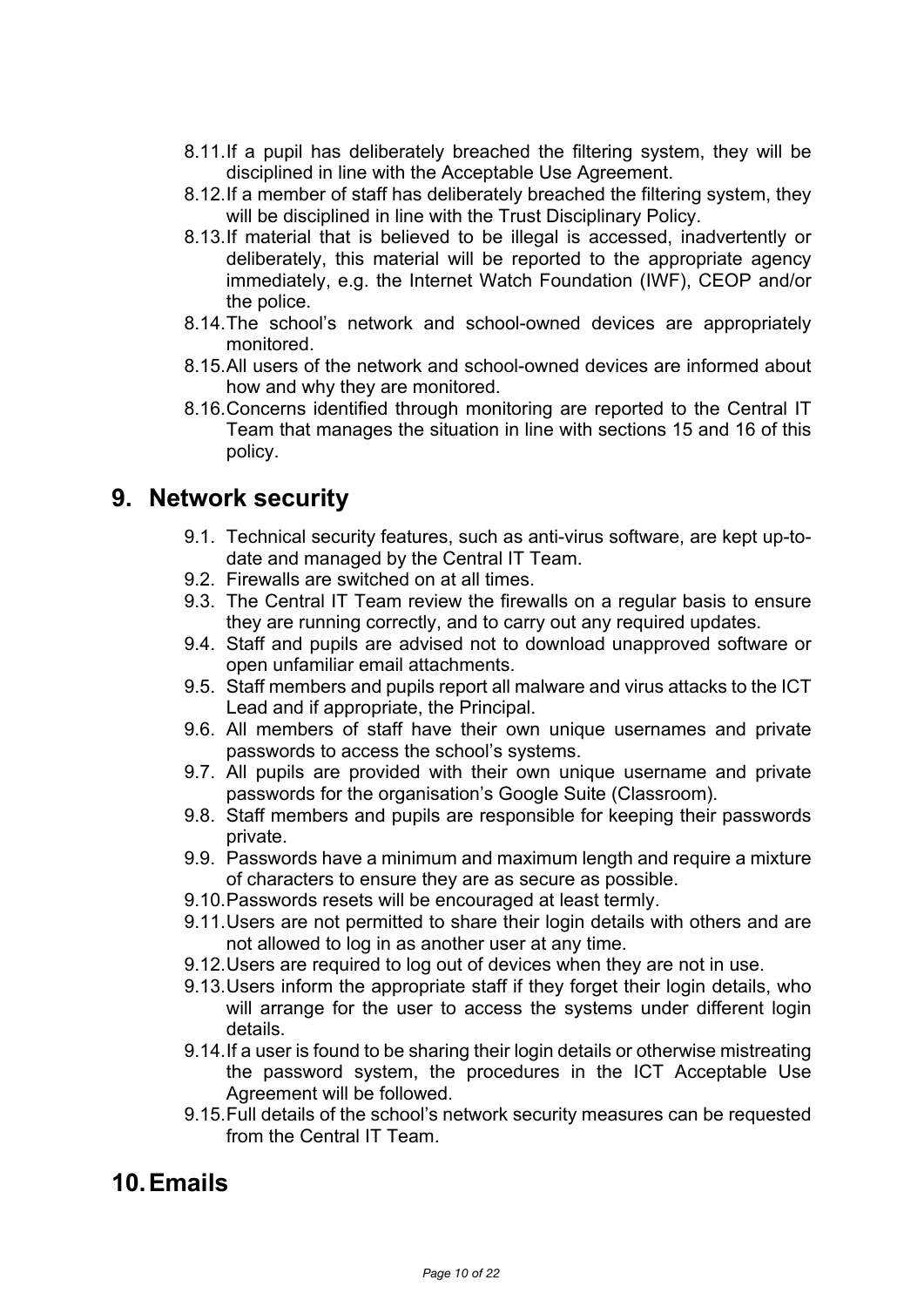8.11. If a pupil has deliberately breached the filtering system, they will be disciplined in line with the Acceptable Use Agreement.

8.12. If a member of staff has deliberately breached the filtering system, they will be disciplined in line with the Trust Disciplinary Policy.

8.13. If material that is believed to be illegal is accessed, inadvertently or deliberately, this material will be reported to the appropriate agency immediately, e.g. the Internet Watch Foundation (IWF), CEOP and/or the police.

8.14. The school's network and school-owned devices are appropriately monitored.

8.15. All users of the network and school-owned devices are informed about how and why they are monitored.

8.16. Concerns identified through monitoring are reported to the Central IT Team that manages the situation in line with sections 15 and 16 of this policy.

# 9. Network security

9.1. Technical security features, such as anti-virus software, are kept up-to-date and managed by the Central IT Team.

9.2. Firewalls are switched on at all times.

9.3. The Central IT Team review the firewalls on a regular basis to ensure they are running correctly, and to carry out any required updates.

9.4. Staff and pupils are advised not to download unapproved software or open unfamiliar email attachments.

9.5. Staff members and pupils report all malware and virus attacks to the ICT Lead and if appropriate, the Principal.

9.6. All members of staff have their own unique usernames and private passwords to access the school's systems.

9.7. All pupils are provided with their own unique username and private passwords for the organisation's Google Suite (Classroom).

9.8. Staff members and pupils are responsible for keeping their passwords private.

9.9. Passwords have a minimum and maximum length and require a mixture of characters to ensure they are as secure as possible.

9.10. Passwords resets will be encouraged at least termly.

9.11. Users are not permitted to share their login details with others and are not allowed to log in as another user at any time.

9.12. Users are required to log out of devices when they are not in use.

9.13. Users inform the appropriate staff if they forget their login details, who will arrange for the user to access the systems under different login details.

9.14. If a user is found to be sharing their login details or otherwise mistreating the password system, the procedures in the ICT Acceptable Use Agreement will be followed.

9.15. Full details of the school's network security measures can be requested from the Central IT Team.

# 10. Emails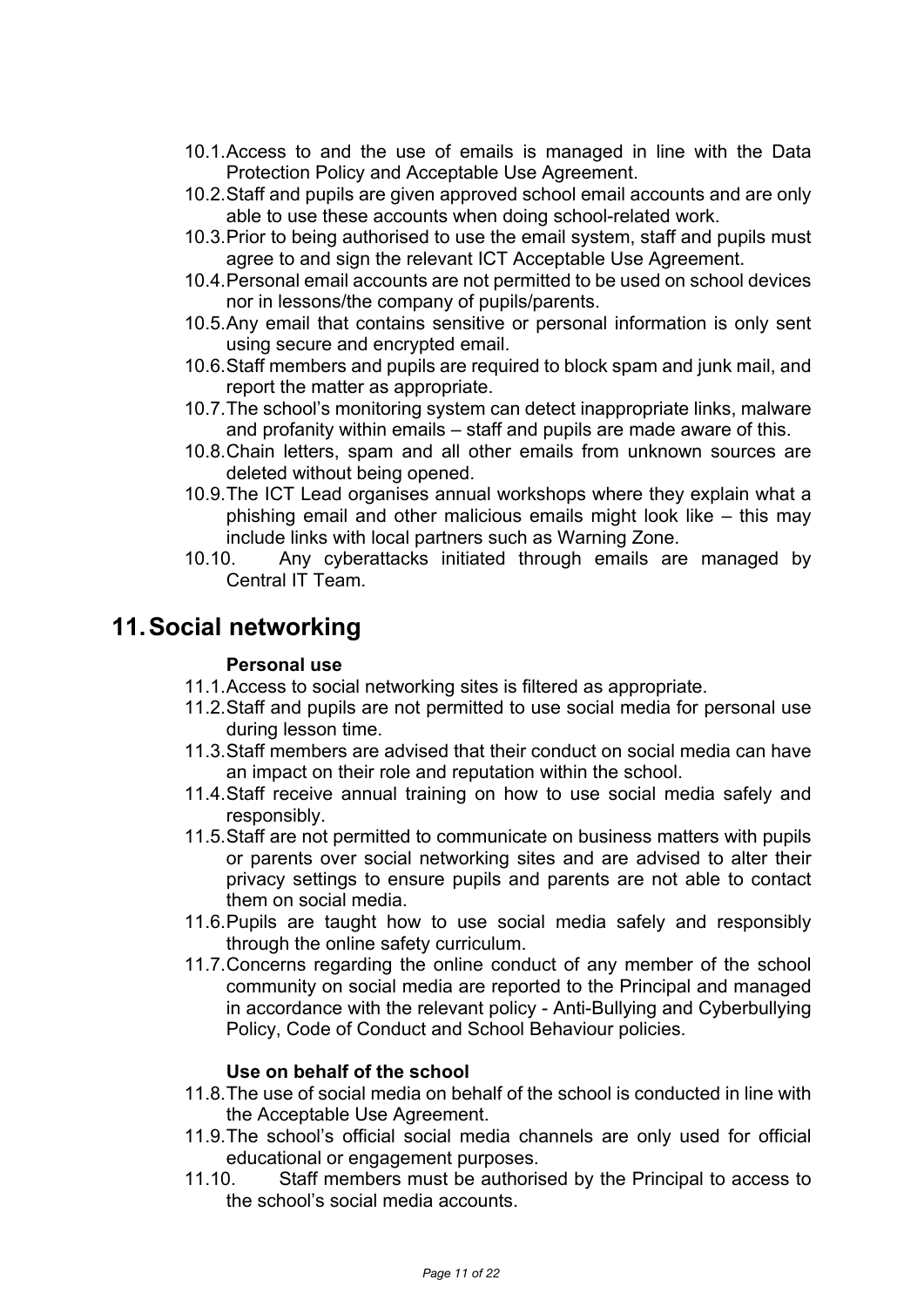10.1. Access to and the use of emails is managed in line with the Data Protection Policy and Acceptable Use Agreement.
10.2. Staff and pupils are given approved school email accounts and are only able to use these accounts when doing school-related work.
10.3. Prior to being authorised to use the email system, staff and pupils must agree to and sign the relevant ICT Acceptable Use Agreement.
10.4. Personal email accounts are not permitted to be used on school devices nor in lessons/the company of pupils/parents.
10.5. Any email that contains sensitive or personal information is only sent using secure and encrypted email.
10.6. Staff members and pupils are required to block spam and junk mail, and report the matter as appropriate.
10.7. The school's monitoring system can detect inappropriate links, malware and profanity within emails – staff and pupils are made aware of this.
10.8. Chain letters, spam and all other emails from unknown sources are deleted without being opened.
10.9. The ICT Lead organises annual workshops where they explain what a phishing email and other malicious emails might look like – this may include links with local partners such as Warning Zone.
10.10. Any cyberattacks initiated through emails are managed by Central IT Team.

# 11. Social networking

**Personal use**

11.1. Access to social networking sites is filtered as appropriate.
11.2. Staff and pupils are not permitted to use social media for personal use during lesson time.
11.3. Staff members are advised that their conduct on social media can have an impact on their role and reputation within the school.
11.4. Staff receive annual training on how to use social media safely and responsibly.
11.5. Staff are not permitted to communicate on business matters with pupils or parents over social networking sites and are advised to alter their privacy settings to ensure pupils and parents are not able to contact them on social media.
11.6. Pupils are taught how to use social media safely and responsibly through the online safety curriculum.
11.7. Concerns regarding the online conduct of any member of the school community on social media are reported to the Principal and managed in accordance with the relevant policy - Anti-Bullying and Cyberbullying Policy, Code of Conduct and School Behaviour policies.

**Use on behalf of the school**

11.8. The use of social media on behalf of the school is conducted in line with the Acceptable Use Agreement.
11.9. The school's official social media channels are only used for official educational or engagement purposes.
11.10. Staff members must be authorised by the Principal to access to the school's social media accounts.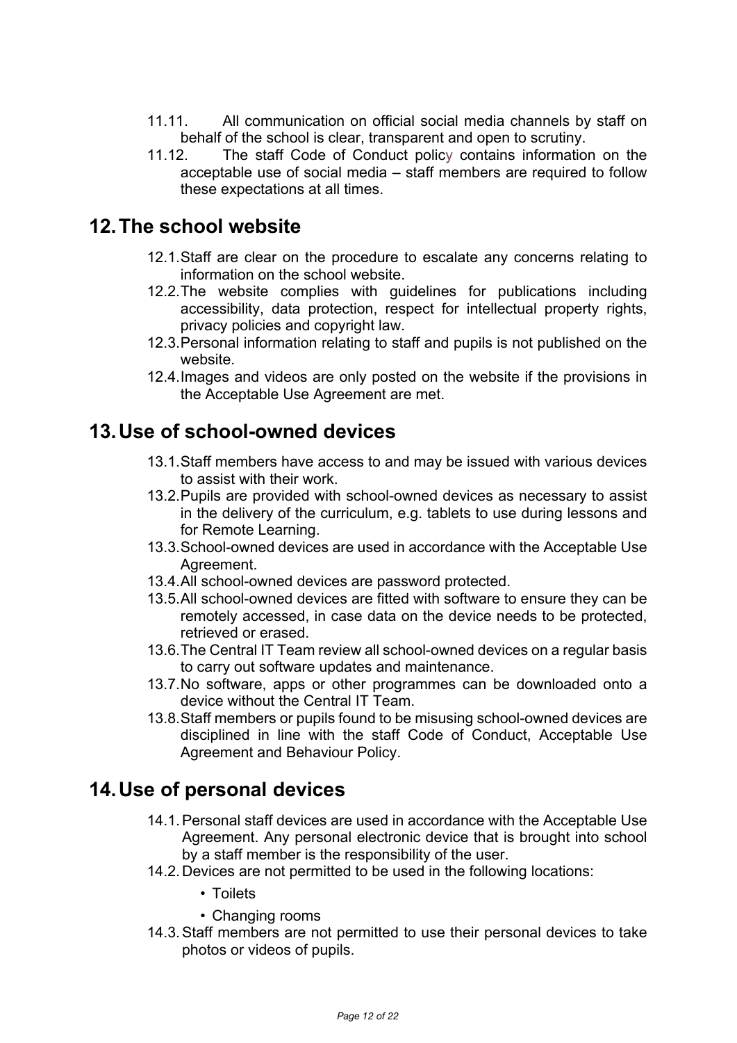11.11. All communication on official social media channels by staff on behalf of the school is clear, transparent and open to scrutiny.

11.12. The staff Code of Conduct policy contains information on the acceptable use of social media – staff members are required to follow these expectations at all times.

## 12. The school website

12.1. Staff are clear on the procedure to escalate any concerns relating to information on the school website.

12.2. The website complies with guidelines for publications including accessibility, data protection, respect for intellectual property rights, privacy policies and copyright law.

12.3. Personal information relating to staff and pupils is not published on the website.

12.4. Images and videos are only posted on the website if the provisions in the Acceptable Use Agreement are met.

## 13. Use of school-owned devices

13.1. Staff members have access to and may be issued with various devices to assist with their work.

13.2. Pupils are provided with school-owned devices as necessary to assist in the delivery of the curriculum, e.g. tablets to use during lessons and for Remote Learning.

13.3. School-owned devices are used in accordance with the Acceptable Use Agreement.

13.4. All school-owned devices are password protected.

13.5. All school-owned devices are fitted with software to ensure they can be remotely accessed, in case data on the device needs to be protected, retrieved or erased.

13.6. The Central IT Team review all school-owned devices on a regular basis to carry out software updates and maintenance.

13.7. No software, apps or other programmes can be downloaded onto a device without the Central IT Team.

13.8. Staff members or pupils found to be misusing school-owned devices are disciplined in line with the staff Code of Conduct, Acceptable Use Agreement and Behaviour Policy.

## 14. Use of personal devices

14.1. Personal staff devices are used in accordance with the Acceptable Use Agreement. Any personal electronic device that is brought into school by a staff member is the responsibility of the user.

14.2. Devices are not permitted to be used in the following locations:

- Toilets
- Changing rooms

14.3. Staff members are not permitted to use their personal devices to take photos or videos of pupils.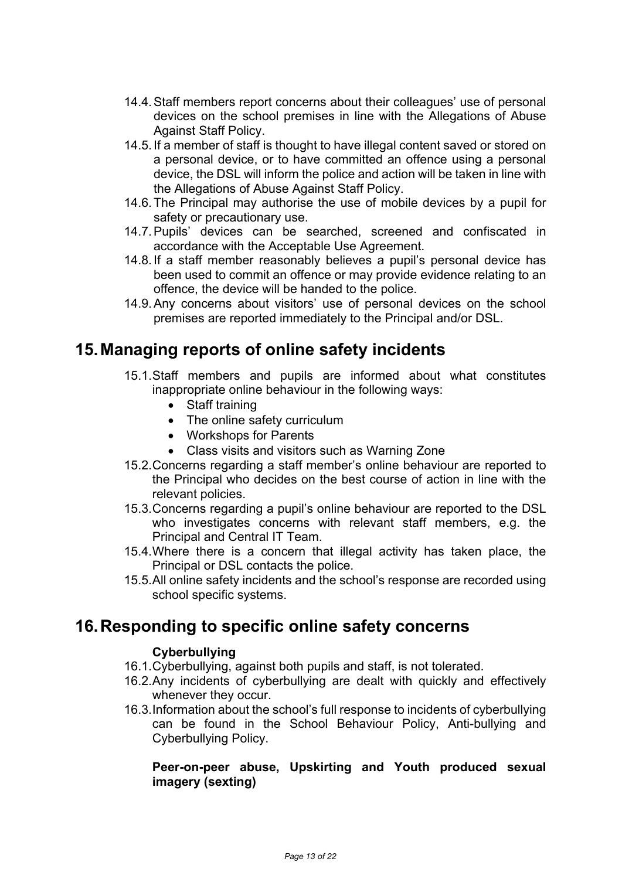14.4. Staff members report concerns about their colleagues' use of personal devices on the school premises in line with the Allegations of Abuse Against Staff Policy.

14.5. If a member of staff is thought to have illegal content saved or stored on a personal device, or to have committed an offence using a personal device, the DSL will inform the police and action will be taken in line with the Allegations of Abuse Against Staff Policy.

14.6. The Principal may authorise the use of mobile devices by a pupil for safety or precautionary use.

14.7. Pupils' devices can be searched, screened and confiscated in accordance with the Acceptable Use Agreement.

14.8. If a staff member reasonably believes a pupil's personal device has been used to commit an offence or may provide evidence relating to an offence, the device will be handed to the police.

14.9. Any concerns about visitors' use of personal devices on the school premises are reported immediately to the Principal and/or DSL.

## 15. Managing reports of online safety incidents

15.1. Staff members and pupils are informed about what constitutes inappropriate online behaviour in the following ways:

- Staff training
- The online safety curriculum
- Workshops for Parents
- Class visits and visitors such as Warning Zone

15.2. Concerns regarding a staff member's online behaviour are reported to the Principal who decides on the best course of action in line with the relevant policies.

15.3. Concerns regarding a pupil's online behaviour are reported to the DSL who investigates concerns with relevant staff members, e.g. the Principal and Central IT Team.

15.4. Where there is a concern that illegal activity has taken place, the Principal or DSL contacts the police.

15.5. All online safety incidents and the school's response are recorded using school specific systems.

## 16. Responding to specific online safety concerns

**Cyberbullying**

16.1. Cyberbullying, against both pupils and staff, is not tolerated.

16.2. Any incidents of cyberbullying are dealt with quickly and effectively whenever they occur.

16.3. Information about the school's full response to incidents of cyberbullying can be found in the School Behaviour Policy, Anti-bullying and Cyberbullying Policy.

**Peer-on-peer abuse, Upskirting and Youth produced sexual imagery (sexting)**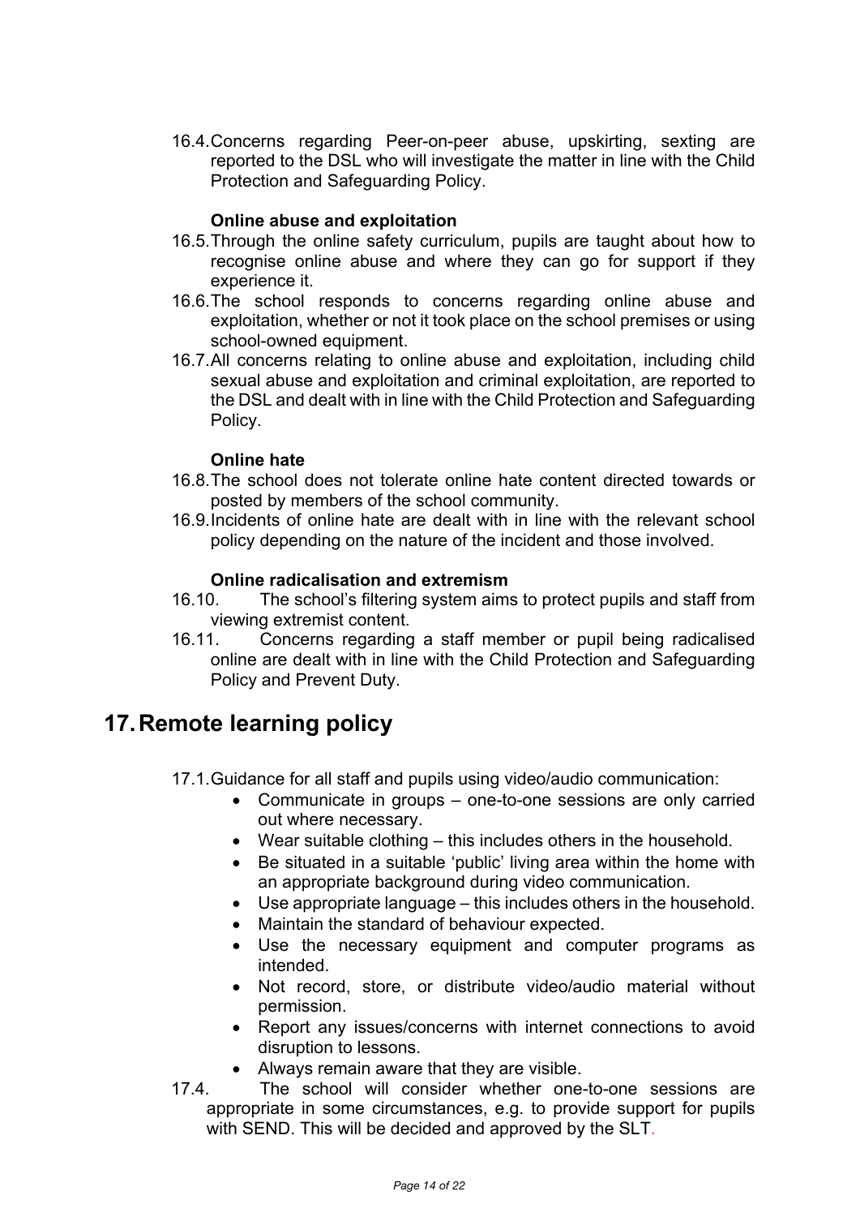16.4. Concerns regarding Peer-on-peer abuse, upskirting, sexting are reported to the DSL who will investigate the matter in line with the Child Protection and Safeguarding Policy.

**Online abuse and exploitation**

16.5. Through the online safety curriculum, pupils are taught about how to recognise online abuse and where they can go for support if they experience it.

16.6. The school responds to concerns regarding online abuse and exploitation, whether or not it took place on the school premises or using school-owned equipment.

16.7. All concerns relating to online abuse and exploitation, including child sexual abuse and exploitation and criminal exploitation, are reported to the DSL and dealt with in line with the Child Protection and Safeguarding Policy.

**Online hate**

16.8. The school does not tolerate online hate content directed towards or posted by members of the school community.

16.9. Incidents of online hate are dealt with in line with the relevant school policy depending on the nature of the incident and those involved.

**Online radicalisation and extremism**

16.10. The school's filtering system aims to protect pupils and staff from viewing extremist content.

16.11. Concerns regarding a staff member or pupil being radicalised online are dealt with in line with the Child Protection and Safeguarding Policy and Prevent Duty.

## 17. Remote learning policy

17.1. Guidance for all staff and pupils using video/audio communication:

- Communicate in groups – one-to-one sessions are only carried out where necessary.
- Wear suitable clothing – this includes others in the household.
- Be situated in a suitable 'public' living area within the home with an appropriate background during video communication.
- Use appropriate language – this includes others in the household.
- Maintain the standard of behaviour expected.
- Use the necessary equipment and computer programs as intended.
- Not record, store, or distribute video/audio material without permission.
- Report any issues/concerns with internet connections to avoid disruption to lessons.
- Always remain aware that they are visible.

17.4. The school will consider whether one-to-one sessions are appropriate in some circumstances, e.g. to provide support for pupils with SEND. This will be decided and approved by the SLT.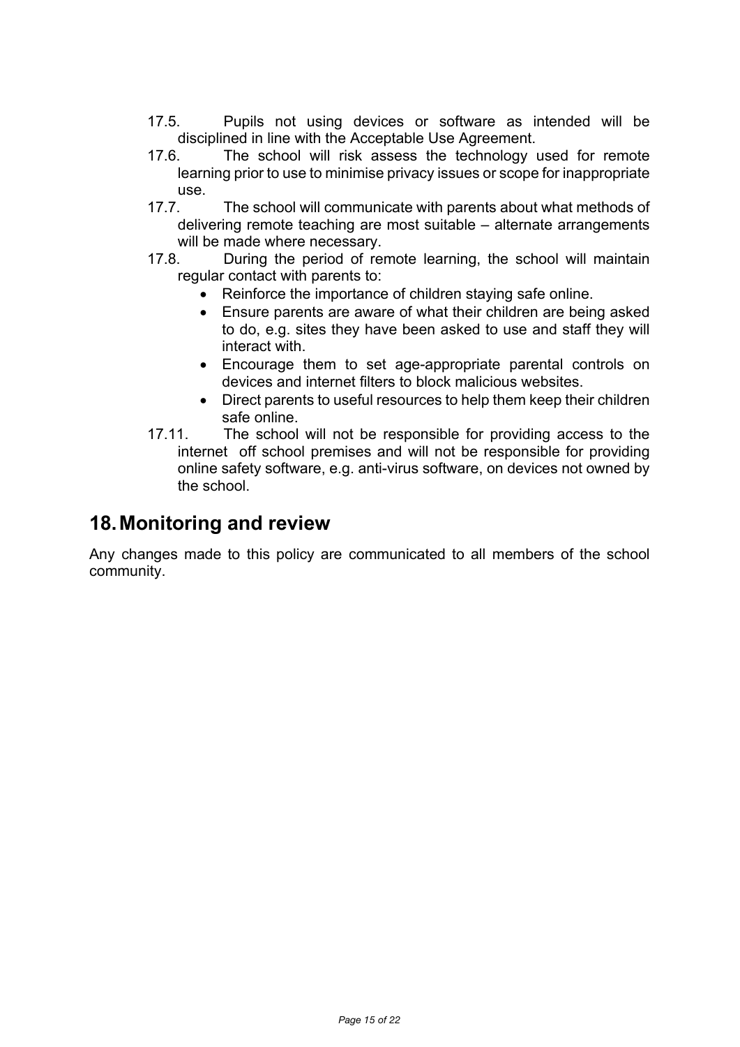17.5. Pupils not using devices or software as intended will be disciplined in line with the Acceptable Use Agreement.

17.6. The school will risk assess the technology used for remote learning prior to use to minimise privacy issues or scope for inappropriate use.

17.7. The school will communicate with parents about what methods of delivering remote teaching are most suitable – alternate arrangements will be made where necessary.

17.8. During the period of remote learning, the school will maintain regular contact with parents to:

- Reinforce the importance of children staying safe online.
- Ensure parents are aware of what their children are being asked to do, e.g. sites they have been asked to use and staff they will interact with.
- Encourage them to set age-appropriate parental controls on devices and internet filters to block malicious websites.
- Direct parents to useful resources to help them keep their children safe online.

17.11. The school will not be responsible for providing access to the internet off school premises and will not be responsible for providing online safety software, e.g. anti-virus software, on devices not owned by the school.

## 18. Monitoring and review

Any changes made to this policy are communicated to all members of the school community.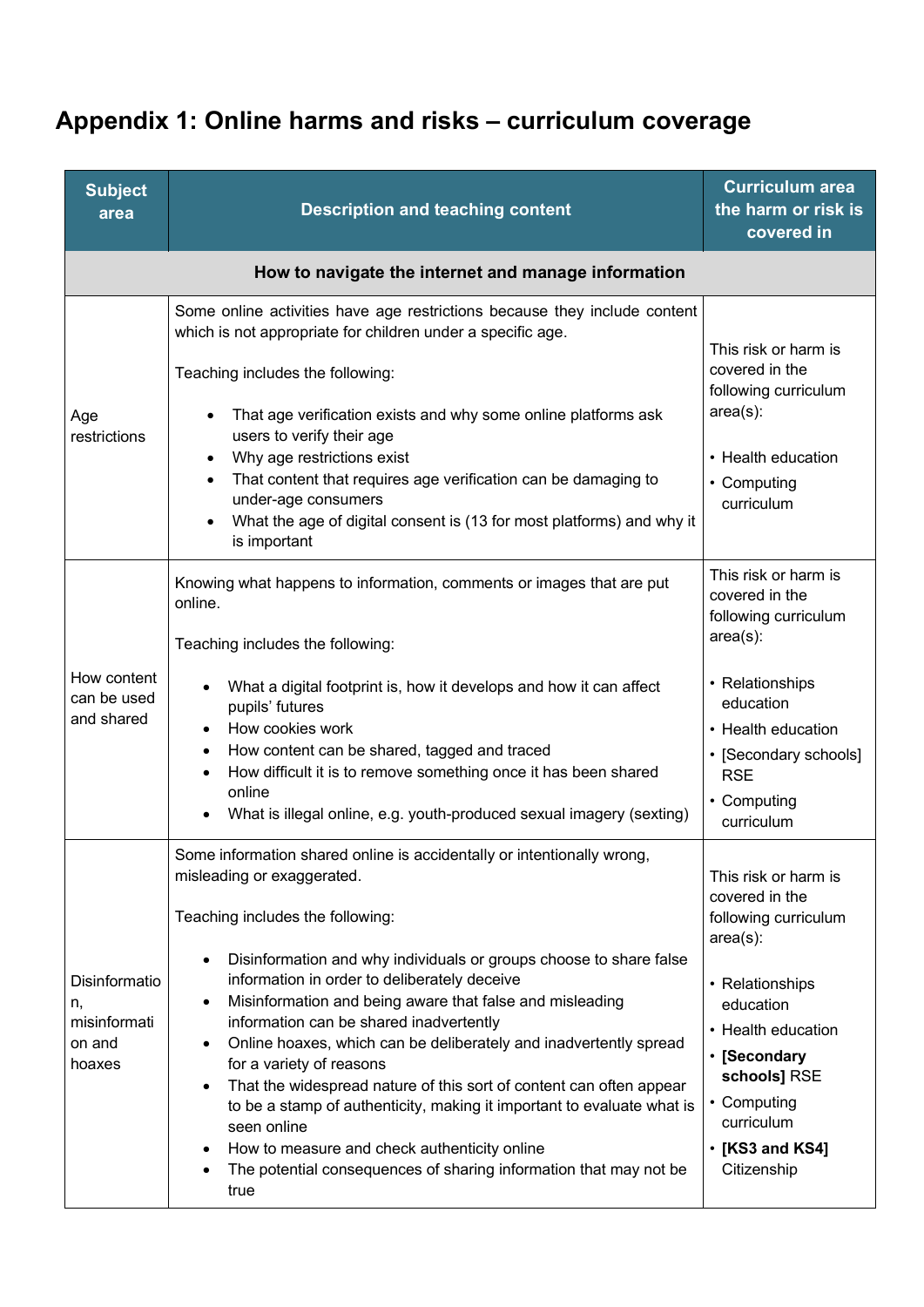# Appendix 1: Online harms and risks – curriculum coverage

| Subject area | Description and teaching content | Curriculum area the harm or risk is covered in |
|---|---|---|
| **How to navigate the internet and manage information** | | |
| Age restrictions | Some online activities have age restrictions because they include content which is not appropriate for children under a specific age.<br><br>Teaching includes the following:<br><br>• That age verification exists and why some online platforms ask users to verify their age<br>• Why age restrictions exist<br>• That content that requires age verification can be damaging to under-age consumers<br>• What the age of digital consent is (13 for most platforms) and why it is important | This risk or harm is covered in the following curriculum area(s):<br><br>• Health education<br>• Computing curriculum |
| How content can be used and shared | Knowing what happens to information, comments or images that are put online.<br><br>Teaching includes the following:<br><br>• What a digital footprint is, how it develops and how it can affect pupils' futures<br>• How cookies work<br>• How content can be shared, tagged and traced<br>• How difficult it is to remove something once it has been shared online<br>• What is illegal online, e.g. youth-produced sexual imagery (sexting) | This risk or harm is covered in the following curriculum area(s):<br><br>• Relationships education<br>• Health education<br>• [Secondary schools] RSE<br>• Computing curriculum |
| Disinformation, misinformation and hoaxes | Some information shared online is accidentally or intentionally wrong, misleading or exaggerated.<br><br>Teaching includes the following:<br><br>• Disinformation and why individuals or groups choose to share false information in order to deliberately deceive<br>• Misinformation and being aware that false and misleading information can be shared inadvertently<br>• Online hoaxes, which can be deliberately and inadvertently spread for a variety of reasons<br>• That the widespread nature of this sort of content can often appear to be a stamp of authenticity, making it important to evaluate what is seen online<br>• How to measure and check authenticity online<br>• The potential consequences of sharing information that may not be true | This risk or harm is covered in the following curriculum area(s):<br><br>• Relationships education<br>• Health education<br>• **[Secondary schools]** RSE<br>• Computing curriculum<br>• **[KS3 and KS4]** Citizenship |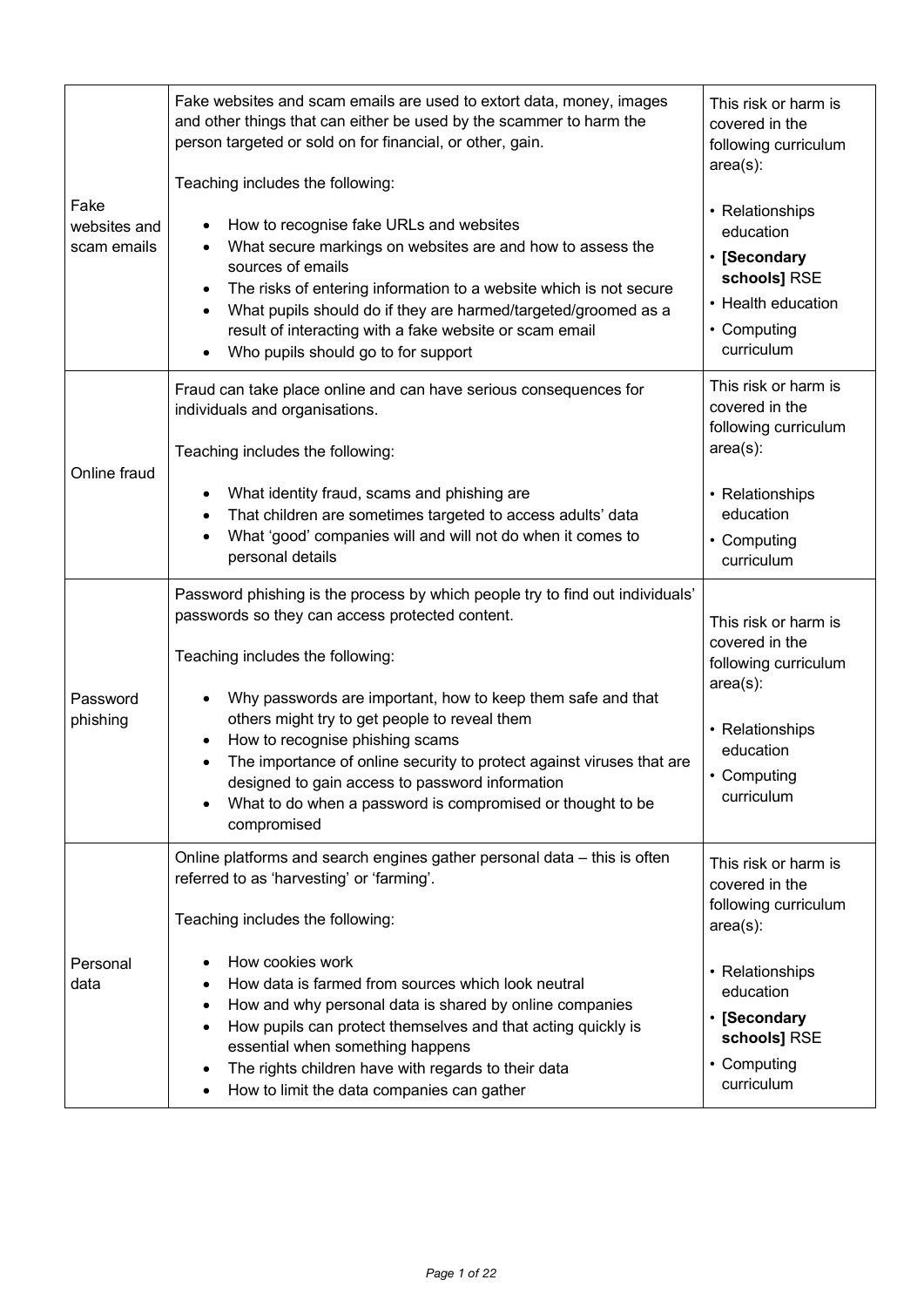| | | |
|---|---|---|
| Fake websites and scam emails | Fake websites and scam emails are used to extort data, money, images and other things that can either be used by the scammer to harm the person targeted or sold on for financial, or other, gain.<br><br>Teaching includes the following:<br><br>• How to recognise fake URLs and websites<br>• What secure markings on websites are and how to assess the sources of emails<br>• The risks of entering information to a website which is not secure<br>• What pupils should do if they are harmed/targeted/groomed as a result of interacting with a fake website or scam email<br>• Who pupils should go to for support | This risk or harm is covered in the following curriculum area(s):<br><br>• Relationships education<br>• **[Secondary schools]** RSE<br>• Health education<br>• Computing curriculum |
| Online fraud | Fraud can take place online and can have serious consequences for individuals and organisations.<br><br>Teaching includes the following:<br><br>• What identity fraud, scams and phishing are<br>• That children are sometimes targeted to access adults' data<br>• What 'good' companies will and will not do when it comes to personal details | This risk or harm is covered in the following curriculum area(s):<br><br>• Relationships education<br>• Computing curriculum |
| Password phishing | Password phishing is the process by which people try to find out individuals' passwords so they can access protected content.<br><br>Teaching includes the following:<br><br>• Why passwords are important, how to keep them safe and that others might try to get people to reveal them<br>• How to recognise phishing scams<br>• The importance of online security to protect against viruses that are designed to gain access to password information<br>• What to do when a password is compromised or thought to be compromised | This risk or harm is covered in the following curriculum area(s):<br><br>• Relationships education<br>• Computing curriculum |
| Personal data | Online platforms and search engines gather personal data – this is often referred to as 'harvesting' or 'farming'.<br><br>Teaching includes the following:<br><br>• How cookies work<br>• How data is farmed from sources which look neutral<br>• How and why personal data is shared by online companies<br>• How pupils can protect themselves and that acting quickly is essential when something happens<br>• The rights children have with regards to their data<br>• How to limit the data companies can gather | This risk or harm is covered in the following curriculum area(s):<br><br>• Relationships education<br>• **[Secondary schools]** RSE<br>• Computing curriculum |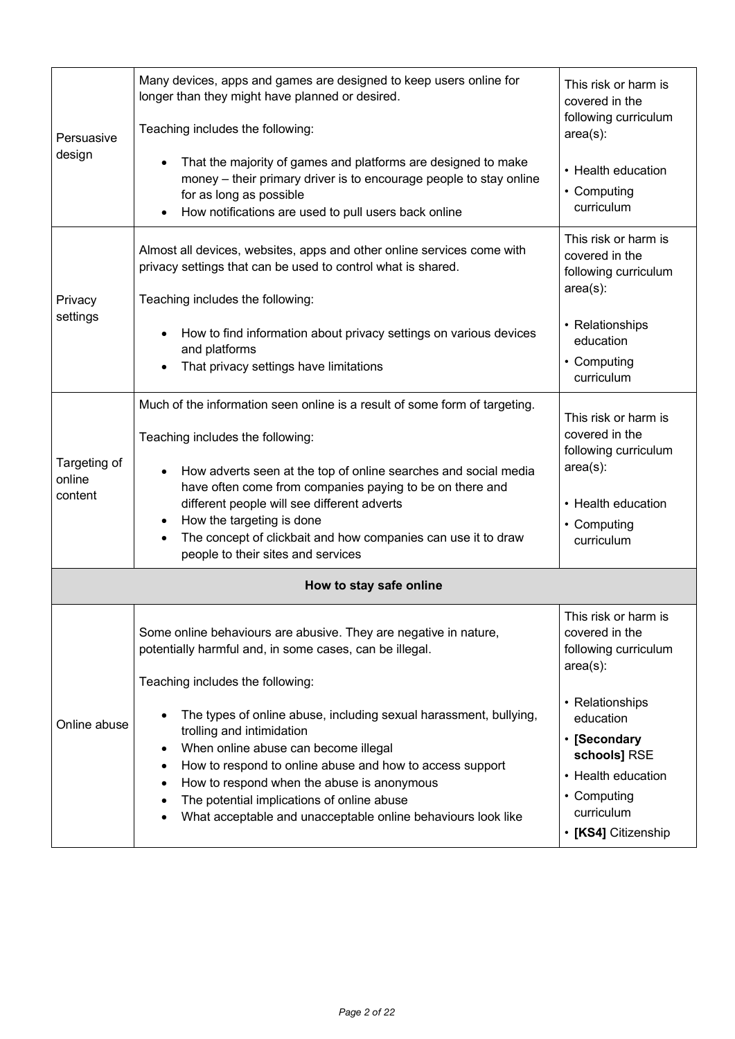| | | |
|---|---|---|
| Persuasive design | Many devices, apps and games are designed to keep users online for longer than they might have planned or desired.<br><br>Teaching includes the following:<br><br>• That the majority of games and platforms are designed to make money – their primary driver is to encourage people to stay online for as long as possible<br>• How notifications are used to pull users back online | This risk or harm is covered in the following curriculum area(s):<br><br>• Health education<br>• Computing curriculum |
| Privacy settings | Almost all devices, websites, apps and other online services come with privacy settings that can be used to control what is shared.<br><br>Teaching includes the following:<br><br>• How to find information about privacy settings on various devices and platforms<br>• That privacy settings have limitations | This risk or harm is covered in the following curriculum area(s):<br><br>• Relationships education<br>• Computing curriculum |
| Targeting of online content | Much of the information seen online is a result of some form of targeting.<br><br>Teaching includes the following:<br><br>• How adverts seen at the top of online searches and social media have often come from companies paying to be on there and different people will see different adverts<br>• How the targeting is done<br>• The concept of clickbait and how companies can use it to draw people to their sites and services | This risk or harm is covered in the following curriculum area(s):<br><br>• Health education<br>• Computing curriculum |
| **How to stay safe online** | | |
| Online abuse | Some online behaviours are abusive. They are negative in nature, potentially harmful and, in some cases, can be illegal.<br><br>Teaching includes the following:<br><br>• The types of online abuse, including sexual harassment, bullying, trolling and intimidation<br>• When online abuse can become illegal<br>• How to respond to online abuse and how to access support<br>• How to respond when the abuse is anonymous<br>• The potential implications of online abuse<br>• What acceptable and unacceptable online behaviours look like | This risk or harm is covered in the following curriculum area(s):<br><br>• Relationships education<br>• **[Secondary schools]** RSE<br>• Health education<br>• Computing curriculum<br>• **[KS4]** Citizenship |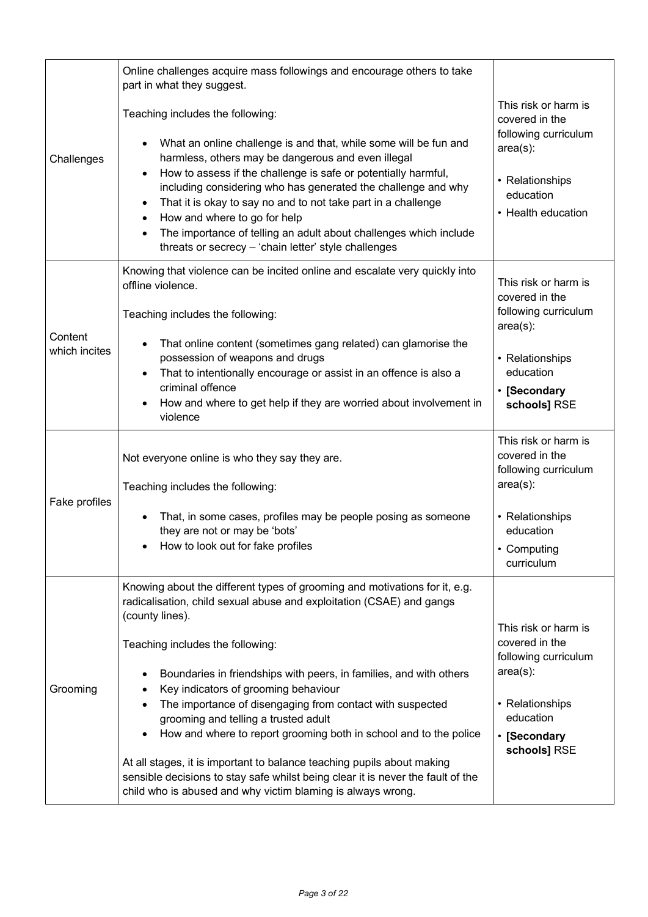| | | |
|---|---|---|
| Challenges | Online challenges acquire mass followings and encourage others to take part in what they suggest.<br><br>Teaching includes the following:<br><br>• What an online challenge is and that, while some will be fun and harmless, others may be dangerous and even illegal<br>• How to assess if the challenge is safe or potentially harmful, including considering who has generated the challenge and why<br>• That it is okay to say no and to not take part in a challenge<br>• How and where to go for help<br>• The importance of telling an adult about challenges which include threats or secrecy – 'chain letter' style challenges | This risk or harm is covered in the following curriculum area(s):<br><br>• Relationships education<br>• Health education |
| Content which incites | Knowing that violence can be incited online and escalate very quickly into offline violence.<br><br>Teaching includes the following:<br><br>• That online content (sometimes gang related) can glamorise the possession of weapons and drugs<br>• That to intentionally encourage or assist in an offence is also a criminal offence<br>• How and where to get help if they are worried about involvement in violence | This risk or harm is covered in the following curriculum area(s):<br><br>• Relationships education<br>• **[Secondary schools]** RSE |
| Fake profiles | Not everyone online is who they say they are.<br><br>Teaching includes the following:<br><br>• That, in some cases, profiles may be people posing as someone they are not or may be 'bots'<br>• How to look out for fake profiles | This risk or harm is covered in the following curriculum area(s):<br><br>• Relationships education<br>• Computing curriculum |
| Grooming | Knowing about the different types of grooming and motivations for it, e.g. radicalisation, child sexual abuse and exploitation (CSAE) and gangs (county lines).<br><br>Teaching includes the following:<br><br>• Boundaries in friendships with peers, in families, and with others<br>• Key indicators of grooming behaviour<br>• The importance of disengaging from contact with suspected grooming and telling a trusted adult<br>• How and where to report grooming both in school and to the police<br><br>At all stages, it is important to balance teaching pupils about making sensible decisions to stay safe whilst being clear it is never the fault of the child who is abused and why victim blaming is always wrong. | This risk or harm is covered in the following curriculum area(s):<br><br>• Relationships education<br>• **[Secondary schools]** RSE |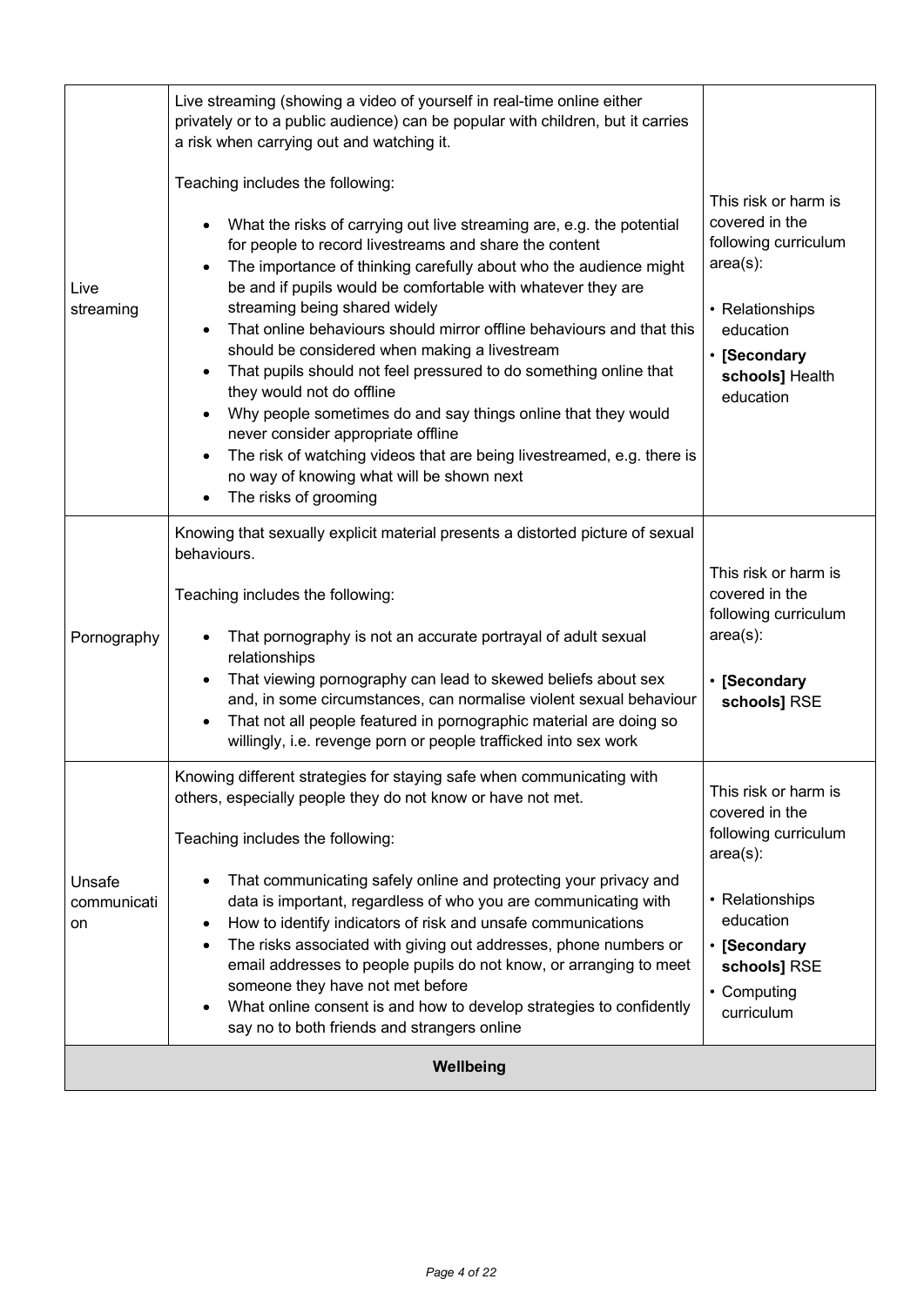| | | |
|---|---|---|
| Live streaming | Live streaming (showing a video of yourself in real-time online either privately or to a public audience) can be popular with children, but it carries a risk when carrying out and watching it.<br><br>Teaching includes the following:<br><br>• What the risks of carrying out live streaming are, e.g. the potential for people to record livestreams and share the content<br>• The importance of thinking carefully about who the audience might be and if pupils would be comfortable with whatever they are streaming being shared widely<br>• That online behaviours should mirror offline behaviours and that this should be considered when making a livestream<br>• That pupils should not feel pressured to do something online that they would not do offline<br>• Why people sometimes do and say things online that they would never consider appropriate offline<br>• The risk of watching videos that are being livestreamed, e.g. there is no way of knowing what will be shown next<br>• The risks of grooming | This risk or harm is covered in the following curriculum area(s):<br><br>• Relationships education<br>• **[Secondary schools]** Health education |
| Pornography | Knowing that sexually explicit material presents a distorted picture of sexual behaviours.<br><br>Teaching includes the following:<br><br>• That pornography is not an accurate portrayal of adult sexual relationships<br>• That viewing pornography can lead to skewed beliefs about sex and, in some circumstances, can normalise violent sexual behaviour<br>• That not all people featured in pornographic material are doing so willingly, i.e. revenge porn or people trafficked into sex work | This risk or harm is covered in the following curriculum area(s):<br><br>• **[Secondary schools]** RSE |
| Unsafe communication | Knowing different strategies for staying safe when communicating with others, especially people they do not know or have not met.<br><br>Teaching includes the following:<br><br>• That communicating safely online and protecting your privacy and data is important, regardless of who you are communicating with<br>• How to identify indicators of risk and unsafe communications<br>• The risks associated with giving out addresses, phone numbers or email addresses to people pupils do not know, or arranging to meet someone they have not met before<br>• What online consent is and how to develop strategies to confidently say no to both friends and strangers online | This risk or harm is covered in the following curriculum area(s):<br><br>• Relationships education<br>• **[Secondary schools]** RSE<br>• Computing curriculum |
| **Wellbeing** | | |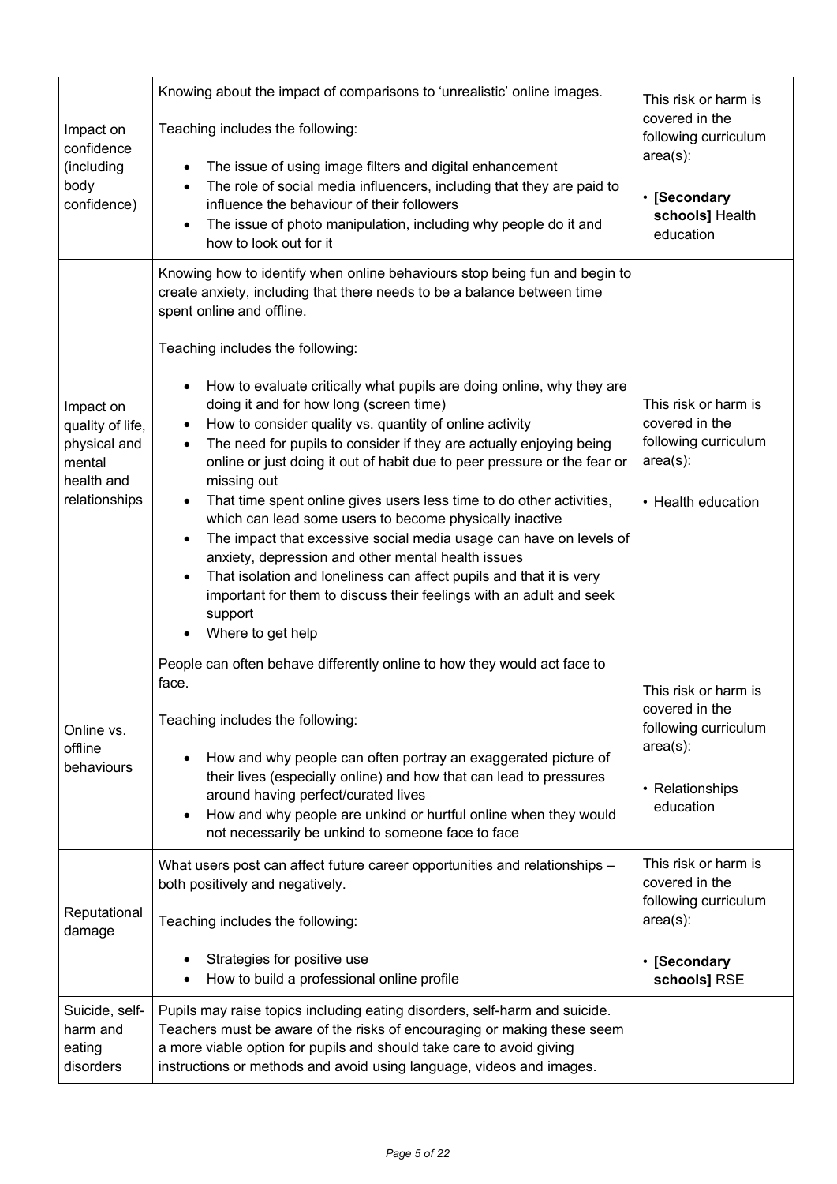| | | |
|---|---|---|
| Impact on confidence (including body confidence) | Knowing about the impact of comparisons to 'unrealistic' online images.<br><br>Teaching includes the following:<br><br>• The issue of using image filters and digital enhancement<br>• The role of social media influencers, including that they are paid to influence the behaviour of their followers<br>• The issue of photo manipulation, including why people do it and how to look out for it | This risk or harm is covered in the following curriculum area(s):<br><br>• **[Secondary schools]** Health education |
| Impact on quality of life, physical and mental health and relationships | Knowing how to identify when online behaviours stop being fun and begin to create anxiety, including that there needs to be a balance between time spent online and offline.<br><br>Teaching includes the following:<br><br>• How to evaluate critically what pupils are doing online, why they are doing it and for how long (screen time)<br>• How to consider quality vs. quantity of online activity<br>• The need for pupils to consider if they are actually enjoying being online or just doing it out of habit due to peer pressure or the fear or missing out<br>• That time spent online gives users less time to do other activities, which can lead some users to become physically inactive<br>• The impact that excessive social media usage can have on levels of anxiety, depression and other mental health issues<br>• That isolation and loneliness can affect pupils and that it is very important for them to discuss their feelings with an adult and seek support<br>• Where to get help | This risk or harm is covered in the following curriculum area(s):<br><br>• Health education |
| Online vs. offline behaviours | People can often behave differently online to how they would act face to face.<br><br>Teaching includes the following:<br><br>• How and why people can often portray an exaggerated picture of their lives (especially online) and how that can lead to pressures around having perfect/curated lives<br>• How and why people are unkind or hurtful online when they would not necessarily be unkind to someone face to face | This risk or harm is covered in the following curriculum area(s):<br><br>• Relationships education |
| Reputational damage | What users post can affect future career opportunities and relationships – both positively and negatively.<br><br>Teaching includes the following:<br><br>• Strategies for positive use<br>• How to build a professional online profile | This risk or harm is covered in the following curriculum area(s):<br><br>• **[Secondary schools]** RSE |
| Suicide, self-harm and eating disorders | Pupils may raise topics including eating disorders, self-harm and suicide. Teachers must be aware of the risks of encouraging or making these seem a more viable option for pupils and should take care to avoid giving instructions or methods and avoid using language, videos and images. | |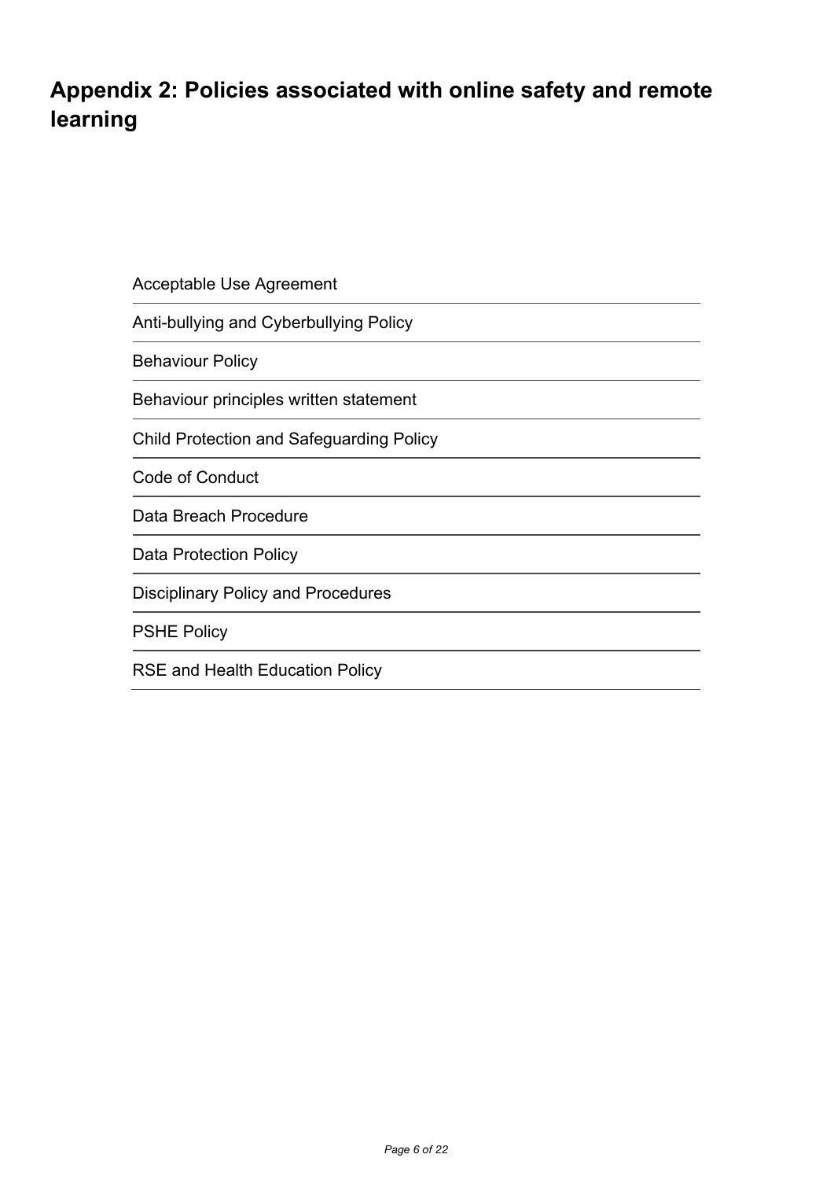## Appendix 2: Policies associated with online safety and remote learning

- Acceptable Use Agreement
- Anti-bullying and Cyberbullying Policy
- Behaviour Policy
- Behaviour principles written statement
- Child Protection and Safeguarding Policy
- Code of Conduct
- Data Breach Procedure
- Data Protection Policy
- Disciplinary Policy and Procedures
- PSHE Policy
- RSE and Health Education Policy